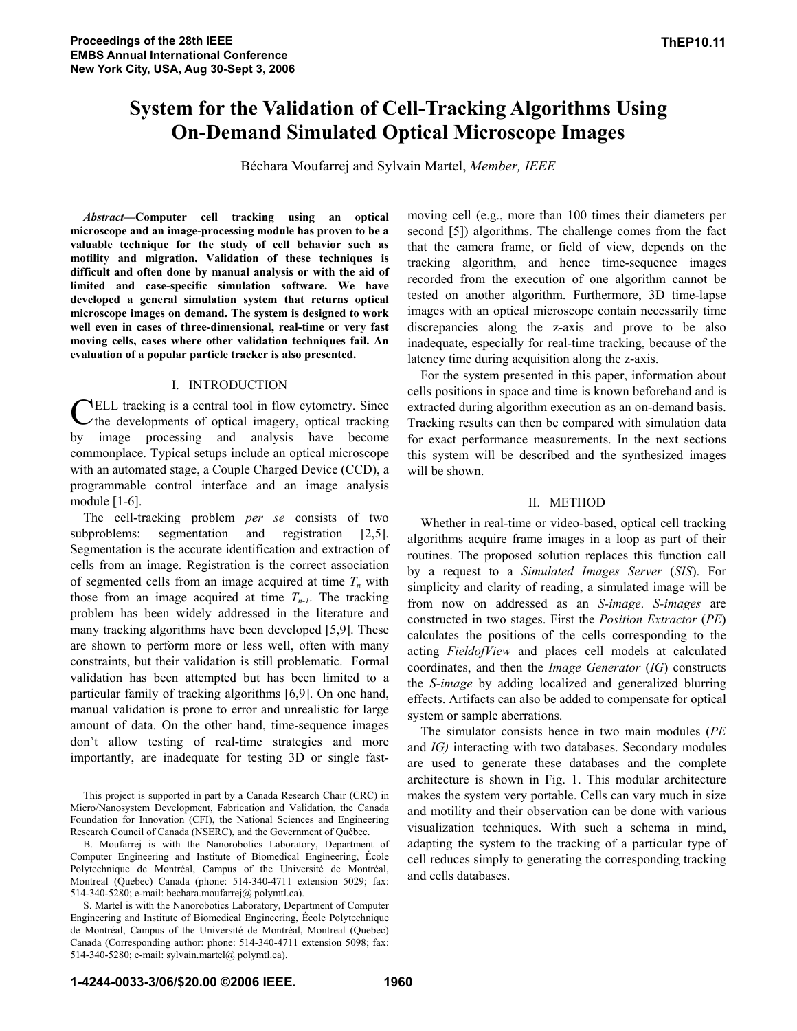# System for the Validation of Cell-Tracking Algorithms Using On-Demand Simulated Optical Microscope Images

Béchara Moufarrej and Sylvain Martel, *Member, IEEE*

***Abstract*—Computer cell tracking using an optical microscope and an image-processing module has proven to be a valuable technique for the study of cell behavior such as motility and migration. Validation of these techniques is difficult and often done by manual analysis or with the aid of limited and case-specific simulation software. We have developed a general simulation system that returns optical microscope images on demand. The system is designed to work well even in cases of three-dimensional, real-time or very fast moving cells, cases where other validation techniques fail. An evaluation of a popular particle tracker is also presented.**

## I. Introduction

Cell tracking is a central tool in flow cytometry. Since the developments of optical imagery, optical tracking by image processing and analysis have become commonplace. Typical setups include an optical microscope with an automated stage, a Couple Charged Device (CCD), a programmable control interface and an image analysis module [1-6].

The cell-tracking problem *per se* consists of two subproblems: segmentation and registration [2,5]. Segmentation is the accurate identification and extraction of cells from an image. Registration is the correct association of segmented cells from an image acquired at time $T_n$ with those from an image acquired at time $T_{n-1}$. The tracking problem has been widely addressed in the literature and many tracking algorithms have been developed [5,9]. These are shown to perform more or less well, often with many constraints, but their validation is still problematic. Formal validation has been attempted but has been limited to a particular family of tracking algorithms [6,9]. On one hand, manual validation is prone to error and unrealistic for large amount of data. On the other hand, time-sequence images don't allow testing of real-time strategies and more importantly, are inadequate for testing 3D or single fast-moving cell (e.g., more than 100 times their diameters per second [5]) algorithms. The challenge comes from the fact that the camera frame, or field of view, depends on the tracking algorithm, and hence time-sequence images recorded from the execution of one algorithm cannot be tested on another algorithm. Furthermore, 3D time-lapse images with an optical microscope contain necessarily time discrepancies along the z-axis and prove to be also inadequate, especially for real-time tracking, because of the latency time during acquisition along the z-axis.

For the system presented in this paper, information about cells positions in space and time is known beforehand and is extracted during algorithm execution as an on-demand basis. Tracking results can then be compared with simulation data for exact performance measurements. In the next sections this system will be described and the synthesized images will be shown.

## II. Method

Whether in real-time or video-based, optical cell tracking algorithms acquire frame images in a loop as part of their routines. The proposed solution replaces this function call by a request to a *Simulated Images Server* (*SIS*). For simplicity and clarity of reading, a simulated image will be from now on addressed as an *S-image*. *S-images* are constructed in two stages. First the *Position Extractor* (*PE*) calculates the positions of the cells corresponding to the acting *FieldofView* and places cell models at calculated coordinates, and then the *Image Generator* (*IG*) constructs the *S-image* by adding localized and generalized blurring effects. Artifacts can also be added to compensate for optical system or sample aberrations.

The simulator consists hence in two main modules (*PE* and *IG)* interacting with two databases. Secondary modules are used to generate these databases and the complete architecture is shown in Fig. 1. This modular architecture makes the system very portable. Cells can vary much in size and motility and their observation can be done with various visualization techniques. With such a schema in mind, adapting the system to the tracking of a particular type of cell reduces simply to generating the corresponding tracking and cells databases.

---

This project is supported in part by a Canada Research Chair (CRC) in Micro/Nanosystem Development, Fabrication and Validation, the Canada Foundation for Innovation (CFI), the National Sciences and Engineering Research Council of Canada (NSERC), and the Government of Québec.

B. Moufarrej is with the Nanorobotics Laboratory, Department of Computer Engineering and Institute of Biomedical Engineering, École Polytechnique de Montréal, Campus of the Université de Montréal, Montreal (Quebec) Canada (phone: 514-340-4711 extension 5029; fax: 514-340-5280; e-mail: bechara.moufarrej@ polymtl.ca).

S. Martel is with the Nanorobotics Laboratory, Department of Computer Engineering and Institute of Biomedical Engineering, École Polytechnique de Montréal, Campus of the Université de Montréal, Montreal (Quebec) Canada (Corresponding author: phone: 514-340-4711 extension 5098; fax: 514-340-5280; e-mail: sylvain.martel@ polymtl.ca).

1-4244-0033-3/06/$20.00 ©2006 IEEE.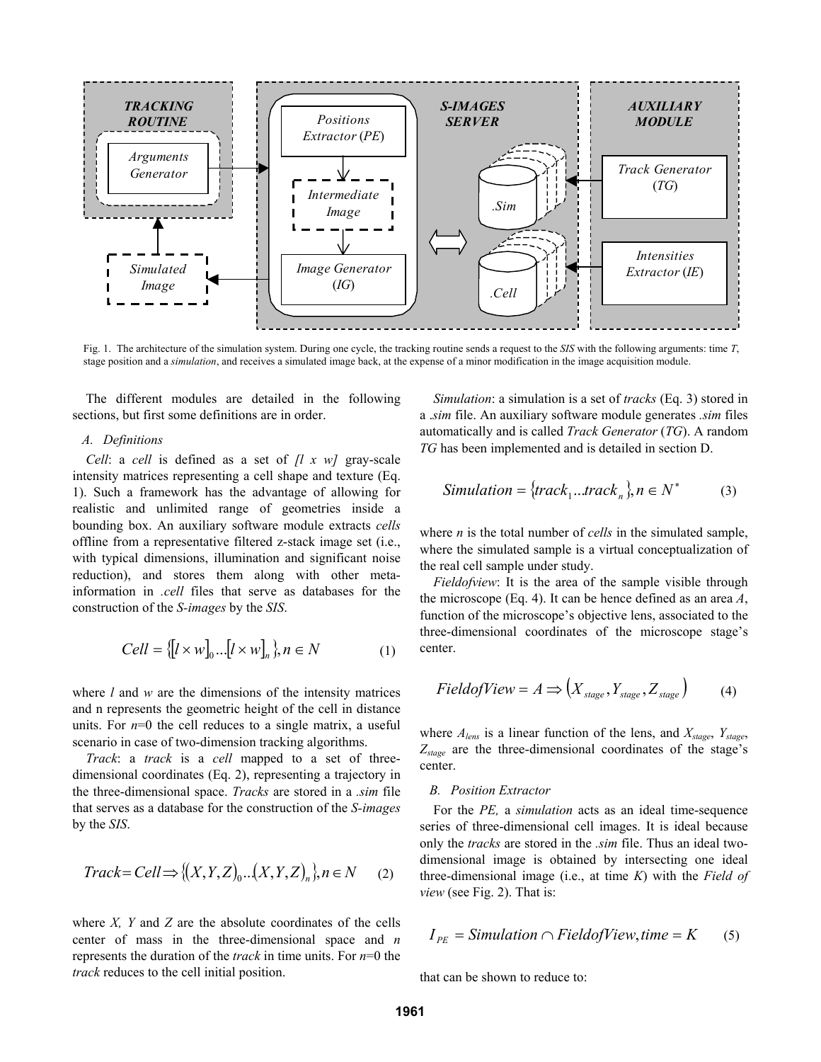Fig. 1. The architecture of the simulation system. During one cycle, the tracking routine sends a request to the *SIS* with the following arguments: time *T*, stage position and a *simulation*, and receives a simulated image back, at the expense of a minor modification in the image acquisition module.

The different modules are detailed in the following sections, but first some definitions are in order.

### A. Definitions

*Cell*: a *cell* is defined as a set of *[l x w]* gray-scale intensity matrices representing a cell shape and texture (Eq. 1). Such a framework has the advantage of allowing for realistic and unlimited range of geometries inside a bounding box. An auxiliary software module extracts *cells* offline from a representative filtered z-stack image set (i.e., with typical dimensions, illumination and significant noise reduction), and stores them along with other meta-information in *.cell* files that serve as databases for the construction of the *S-images* by the *SIS*.

$$Cell = \{[l \times w]_0 ... [l \times w]_n\}, n \in N \qquad (1)$$

where $l$ and $w$ are the dimensions of the intensity matrices and n represents the geometric height of the cell in distance units. For $n$=0 the cell reduces to a single matrix, a useful scenario in case of two-dimension tracking algorithms.

*Track*: a *track* is a *cell* mapped to a set of three-dimensional coordinates (Eq. 2), representing a trajectory in the three-dimensional space. *Tracks* are stored in a *.sim* file that serves as a database for the construction of the *S-images* by the *SIS*.

$$Track = Cell \Rightarrow \{(X,Y,Z)_0 ... (X,Y,Z)_n\}, n \in N \qquad (2)$$

where $X$, $Y$ and $Z$ are the absolute coordinates of the cells center of mass in the three-dimensional space and $n$ represents the duration of the *track* in time units. For $n$=0 the *track* reduces to the cell initial position.

*Simulation*: a simulation is a set of *tracks* (Eq. 3) stored in a *.sim* file. An auxiliary software module generates *.sim* files automatically and is called *Track Generator* (*TG*). A random *TG* has been implemented and is detailed in section D.

$$Simulation = \{track_1 ... track_n\}, n \in N^* \qquad (3)$$

where $n$ is the total number of *cells* in the simulated sample, where the simulated sample is a virtual conceptualization of the real cell sample under study.

*Fieldofview*: It is the area of the sample visible through the microscope (Eq. 4). It can be hence defined as an area $A$, function of the microscope's objective lens, associated to the three-dimensional coordinates of the microscope stage's center.

$$FieldofView = A \Rightarrow (X_{stage}, Y_{stage}, Z_{stage}) \qquad (4)$$

where $A_{lens}$ is a linear function of the lens, and $X_{stage}$, $Y_{stage}$, $Z_{stage}$ are the three-dimensional coordinates of the stage's center.

### B. Position Extractor

For the *PE,* a *simulation* acts as an ideal time-sequence series of three-dimensional cell images. It is ideal because only the *tracks* are stored in the *.sim* file. Thus an ideal two-dimensional image is obtained by intersecting one ideal three-dimensional image (i.e., at time *K*) with the *Field of view* (see Fig. 2). That is:

$$I_{PE} = Simulation \cap FieldofView, time = K \qquad (5)$$

that can be shown to reduce to: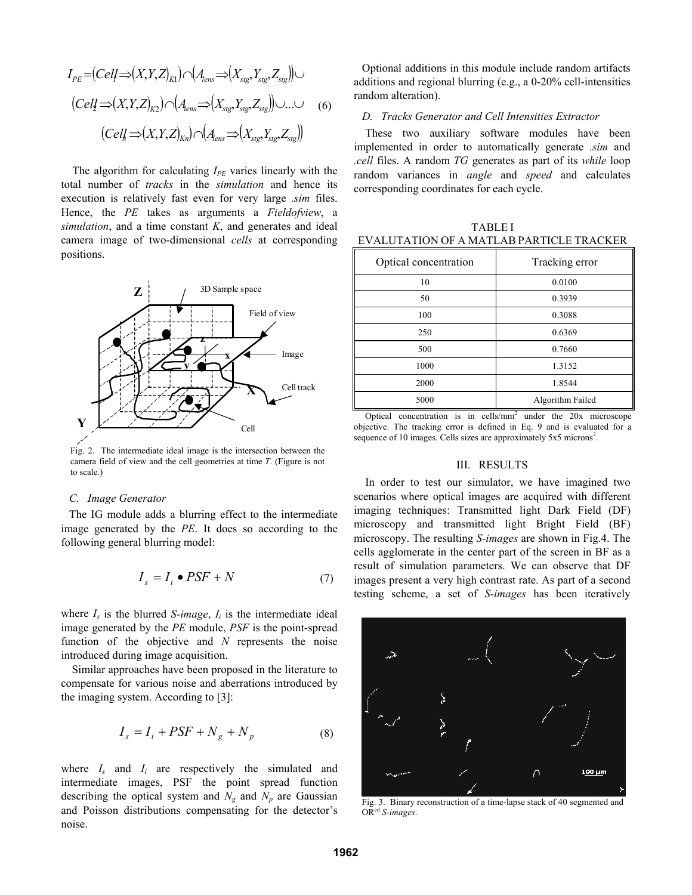$$I_{PE} = (Cell_1 \Rightarrow (X,Y,Z)_{K1}) \cap (A_{lens} \Rightarrow (X_{stg}, Y_{stg}, Z_{stg})) \cup$$
$$(Cell_2 \Rightarrow (X,Y,Z)_{K2}) \cap (A_{lens} \Rightarrow (X_{stg}, Y_{stg}, Z_{stg})) \cup ... \cup \quad (6)$$
$$(Cell_n \Rightarrow (X,Y,Z)_{Kn}) \cap (A_{lens} \Rightarrow (X_{stg}, Y_{stg}, Z_{stg}))$$

The algorithm for calculating $I_{PE}$ varies linearly with the total number of *tracks* in the *simulation* and hence its execution is relatively fast even for very large *.sim* files. Hence, the *PE* takes as arguments a *Fieldofview*, a *simulation*, and a time constant *K*, and generates and ideal camera image of two-dimensional *cells* at corresponding positions.

Fig. 2. The intermediate ideal image is the intersection between the camera field of view and the cell geometries at time *T*. (Figure is not to scale.)

### C. Image Generator

The IG module adds a blurring effect to the intermediate image generated by the *PE*. It does so according to the following general blurring model:

$$I_s = I_i \bullet PSF + N \quad (7)$$

where $I_s$ is the blurred *S-image*, $I_i$ is the intermediate ideal image generated by the *PE* module, *PSF* is the point-spread function of the objective and *N* represents the noise introduced during image acquisition.

Similar approaches have been proposed in the literature to compensate for various noise and aberrations introduced by the imaging system. According to [3]:

$$I_s = I_i + PSF + N_g + N_p \quad (8)$$

where $I_s$ and $I_i$ are respectively the simulated and intermediate images, PSF the point spread function describing the optical system and $N_g$ and $N_p$ are Gaussian and Poisson distributions compensating for the detector's noise.

Optional additions in this module include random artifacts additions and regional blurring (e.g., a 0-20% cell-intensities random alteration).

### D. Tracks Generator and Cell Intensities Extractor

These two auxiliary software modules have been implemented in order to automatically generate *.sim* and *.cell* files. A random *TG* generates as part of its *while* loop random variances in *angle* and *speed* and calculates corresponding coordinates for each cycle.

TABLE I
EVALUTATION OF A MATLAB PARTICLE TRACKER

| Optical concentration | Tracking error |
|---|---|
| 10 | 0.0100 |
| 50 | 0.3939 |
| 100 | 0.3088 |
| 250 | 0.6369 |
| 500 | 0.7660 |
| 1000 | 1.3152 |
| 2000 | 1.8544 |
| 5000 | Algorithm Failed |

Optical concentration is in cells/mm[2] under the 20x microscope objective. The tracking error is defined in Eq. 9 and is evaluated for a sequence of 10 images. Cells sizes are approximately 5x5 microns[2].

## III. RESULTS

In order to test our simulator, we have imagined two scenarios where optical images are acquired with different imaging techniques: Transmitted light Dark Field (DF) microscopy and transmitted light Bright Field (BF) microscopy. The resulting *S-images* are shown in Fig.4. The cells agglomerate in the center part of the screen in BF as a result of simulation parameters. We can observe that DF images present a very high contrast rate. As part of a second testing scheme, a set of *S-images* has been iteratively

Fig. 3. Binary reconstruction of a time-lapse stack of 40 segmented and OR[ed] *S-images*.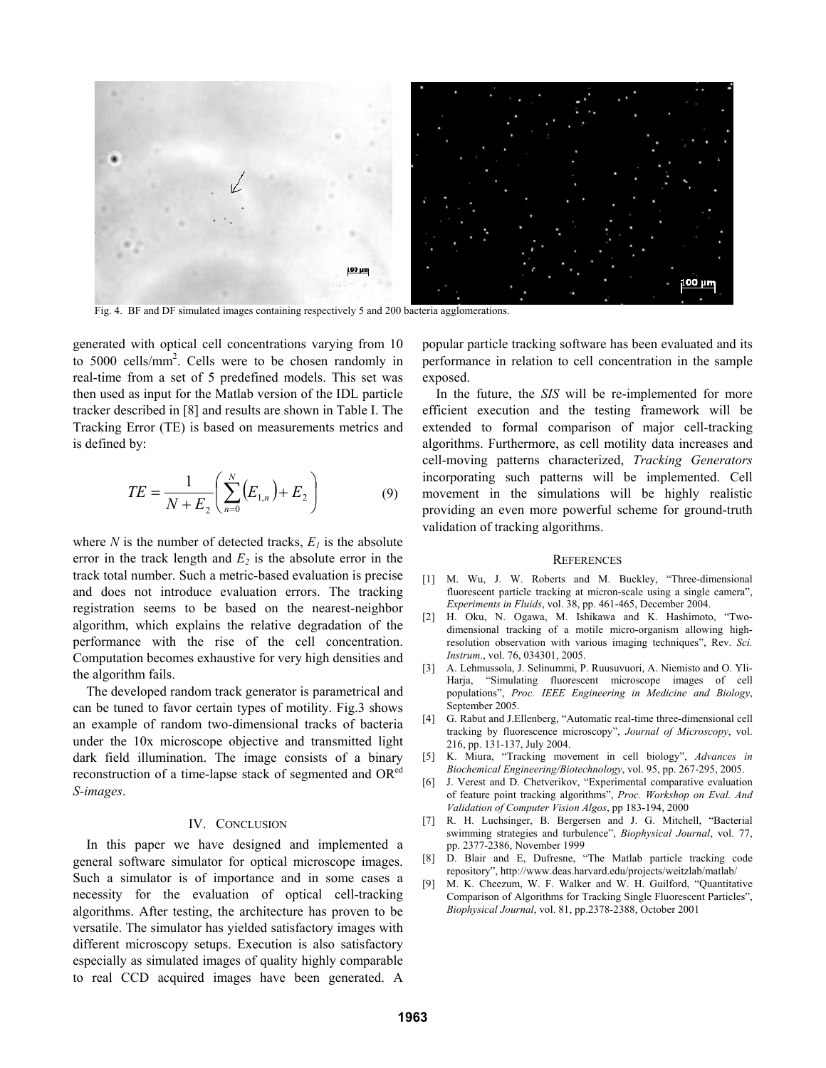Fig. 4. BF and DF simulated images containing respectively 5 and 200 bacteria agglomerations.

generated with optical cell concentrations varying from 10 to 5000 cells/mm$^2$. Cells were to be chosen randomly in real-time from a set of 5 predefined models. This set was then used as input for the Matlab version of the IDL particle tracker described in [8] and results are shown in Table I. The Tracking Error (TE) is based on measurements metrics and is defined by:

$$TE = \frac{1}{N + E_2}\left(\sum_{n=0}^{N}\left(E_{1,n}\right) + E_2\right) \tag{9}$$

where $N$ is the number of detected tracks, $E_1$ is the absolute error in the track length and $E_2$ is the absolute error in the track total number. Such a metric-based evaluation is precise and does not introduce evaluation errors. The tracking registration seems to be based on the nearest-neighbor algorithm, which explains the relative degradation of the performance with the rise of the cell concentration. Computation becomes exhaustive for very high densities and the algorithm fails.

The developed random track generator is parametrical and can be tuned to favor certain types of motility. Fig.3 shows an example of random two-dimensional tracks of bacteria under the 10x microscope objective and transmitted light dark field illumination. The image consists of a binary reconstruction of a time-lapse stack of segmented and OR$^{ed}$ *S-images*.

## IV. Conclusion

In this paper we have designed and implemented a general software simulator for optical microscope images. Such a simulator is of importance and in some cases a necessity for the evaluation of optical cell-tracking algorithms. After testing, the architecture has proven to be versatile. The simulator has yielded satisfactory images with different microscopy setups. Execution is also satisfactory especially as simulated images of quality highly comparable to real CCD acquired images have been generated. A popular particle tracking software has been evaluated and its performance in relation to cell concentration in the sample exposed.

In the future, the *SIS* will be re-implemented for more efficient execution and the testing framework will be extended to formal comparison of major cell-tracking algorithms. Furthermore, as cell motility data increases and cell-moving patterns characterized, *Tracking Generators* incorporating such patterns will be implemented. Cell movement in the simulations will be highly realistic providing an even more powerful scheme for ground-truth validation of tracking algorithms.

## References

[1] M. Wu, J. W. Roberts and M. Buckley, "Three-dimensional fluorescent particle tracking at micron-scale using a single camera", *Experiments in Fluids*, vol. 38, pp. 461-465, December 2004.

[2] H. Oku, N. Ogawa, M. Ishikawa and K. Hashimoto, "Two-dimensional tracking of a motile micro-organism allowing high-resolution observation with various imaging techniques", Rev. *Sci. Instrum*., vol. 76, 034301, 2005.

[3] A. Lehmussola, J. Selinummi, P. Ruusuvuori, A. Niemisto and O. Yli-Harja, "Simulating fluorescent microscope images of cell populations", *Proc. IEEE Engineering in Medicine and Biology*, September 2005.

[4] G. Rabut and J.Ellenberg, "Automatic real-time three-dimensional cell tracking by fluorescence microscopy", *Journal of Microscopy*, vol. 216, pp. 131-137, July 2004.

[5] K. Miura, "Tracking movement in cell biology", *Advances in Biochemical Engineering/Biotechnology*, vol. 95, pp. 267-295, 2005.

[6] J. Verest and D. Chetverikov, "Experimental comparative evaluation of feature point tracking algorithms", *Proc. Workshop on Eval. And Validation of Computer Vision Algos*, pp 183-194, 2000

[7] R. H. Luchsinger, B. Bergersen and J. G. Mitchell, "Bacterial swimming strategies and turbulence", *Biophysical Journal*, vol. 77, pp. 2377-2386, November 1999

[8] D. Blair and E, Dufresne, "The Matlab particle tracking code repository", http://www.deas.harvard.edu/projects/weitzlab/matlab/

[9] M. K. Cheezum, W. F. Walker and W. H. Guilford, "Quantitative Comparison of Algorithms for Tracking Single Fluorescent Particles", *Biophysical Journal*, vol. 81, pp.2378-2388, October 2001